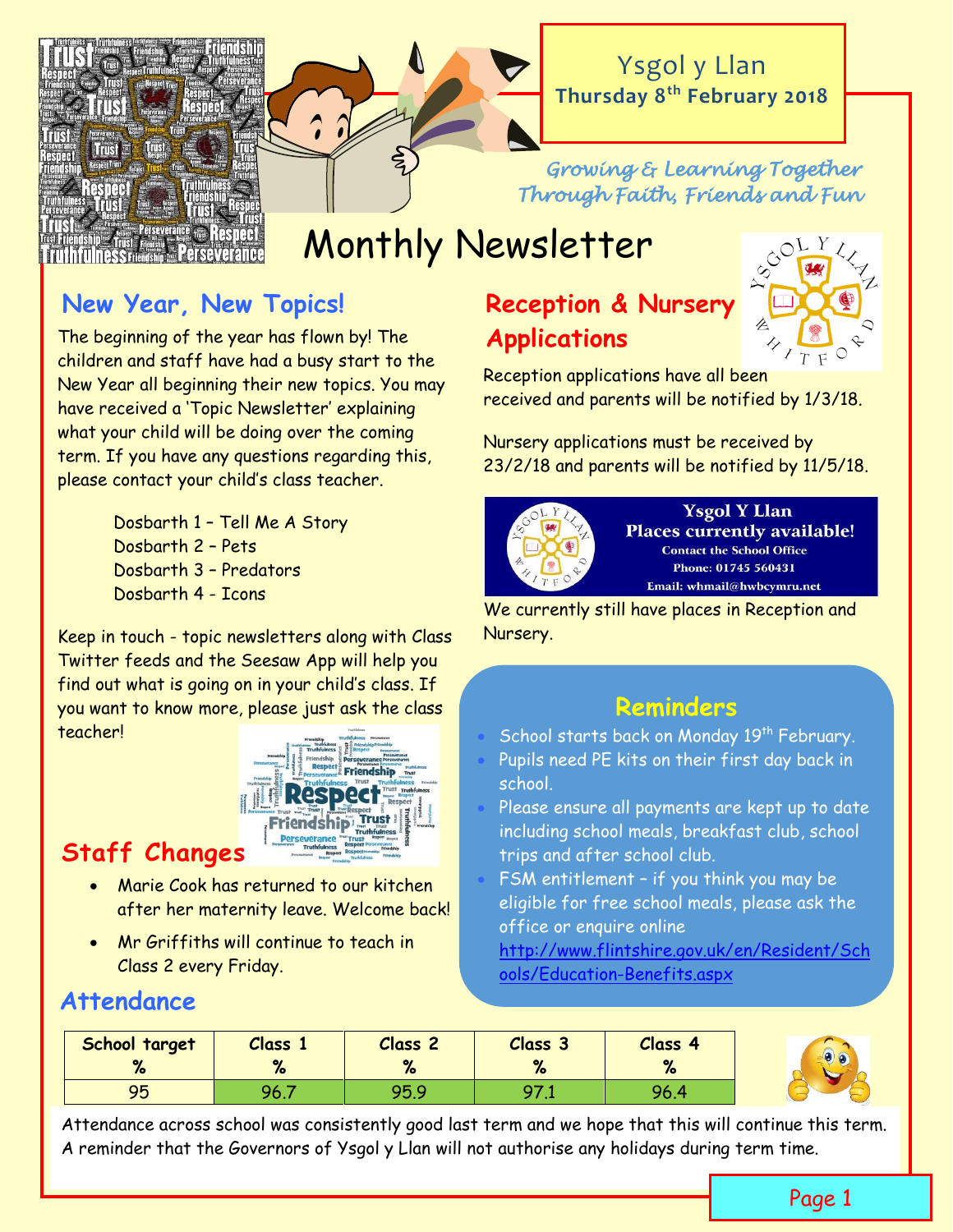Ysgol y Llan
**Thursday 8th February 2018**

*Growing & Learning Together Through Faith, Friends and Fun*

# Monthly Newsletter

## New Year, New Topics!

The beginning of the year has flown by! The children and staff have had a busy start to the New Year all beginning their new topics. You may have received a 'Topic Newsletter' explaining what your child will be doing over the coming term. If you have any questions regarding this, please contact your child's class teacher.

Dosbarth 1 – Tell Me A Story
Dosbarth 2 – Pets
Dosbarth 3 – Predators
Dosbarth 4 - Icons

Keep in touch - topic newsletters along with Class Twitter feeds and the Seesaw App will help you find out what is going on in your child's class. If you want to know more, please just ask the class teacher!

## Staff Changes

- Marie Cook has returned to our kitchen after her maternity leave. Welcome back!
- Mr Griffiths will continue to teach in Class 2 every Friday.

## Reception & Nursery Applications

Reception applications have all been received and parents will be notified by 1/3/18.

Nursery applications must be received by 23/2/18 and parents will be notified by 11/5/18.

**Ysgol Y Llan**
**Places currently available!**
Contact the School Office
Phone: 01745 560431
Email: whmail@hwbcymru.net

We currently still have places in Reception and Nursery.

## Reminders

- School starts back on Monday 19th February.
- Pupils need PE kits on their first day back in school.
- Please ensure all payments are kept up to date including school meals, breakfast club, school trips and after school club.
- FSM entitlement – if you think you may be eligible for free school meals, please ask the office or enquire online http://www.flintshire.gov.uk/en/Resident/Schools/Education-Benefits.aspx

## Attendance

| School target % | Class 1 % | Class 2 % | Class 3 % | Class 4 % |
|---|---|---|---|---|
| 95 | 96.7 | 95.9 | 97.1 | 96.4 |

Attendance across school was consistently good last term and we hope that this will continue this term. A reminder that the Governors of Ysgol y Llan will not authorise any holidays during term time.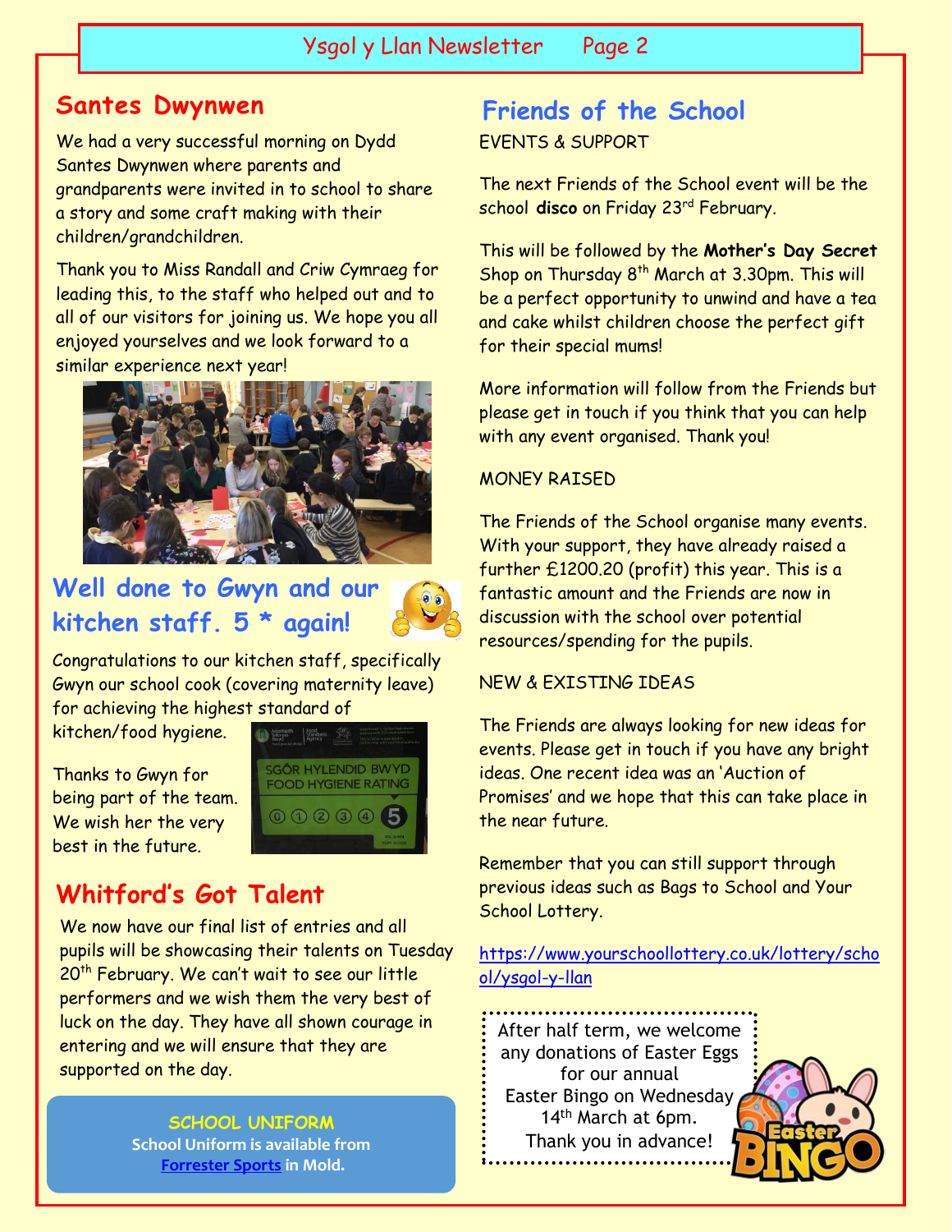## Santes Dwynwen

We had a very successful morning on Dydd Santes Dwynwen where parents and grandparents were invited in to school to share a story and some craft making with their children/grandchildren.

Thank you to Miss Randall and Criw Cymraeg for leading this, to the staff who helped out and to all of our visitors for joining us. We hope you all enjoyed yourselves and we look forward to a similar experience next year!

## Well done to Gwyn and our kitchen staff. 5 * again!

Congratulations to our kitchen staff, specifically Gwyn our school cook (covering maternity leave) for achieving the highest standard of kitchen/food hygiene.

Thanks to Gwyn for being part of the team. We wish her the very best in the future.

## Whitford's Got Talent

We now have our final list of entries and all pupils will be showcasing their talents on Tuesday 20th February. We can't wait to see our little performers and we wish them the very best of luck on the day. They have all shown courage in entering and we will ensure that they are supported on the day.

**SCHOOL UNIFORM**

**School Uniform is available from Forrester Sports in Mold.**

## Friends of the School

EVENTS & SUPPORT

The next Friends of the School event will be the school **disco** on Friday 23rd February.

This will be followed by the **Mother's Day Secret** Shop on Thursday 8th March at 3.30pm. This will be a perfect opportunity to unwind and have a tea and cake whilst children choose the perfect gift for their special mums!

More information will follow from the Friends but please get in touch if you think that you can help with any event organised. Thank you!

MONEY RAISED

The Friends of the School organise many events. With your support, they have already raised a further £1200.20 (profit) this year. This is a fantastic amount and the Friends are now in discussion with the school over potential resources/spending for the pupils.

NEW & EXISTING IDEAS

The Friends are always looking for new ideas for events. Please get in touch if you have any bright ideas. One recent idea was an 'Auction of Promises' and we hope that this can take place in the near future.

Remember that you can still support through previous ideas such as Bags to School and Your School Lottery.

https://www.yourschoollottery.co.uk/lottery/school/ysgol-y-llan

After half term, we welcome any donations of Easter Eggs for our annual Easter Bingo on Wednesday 14th March at 6pm. Thank you in advance!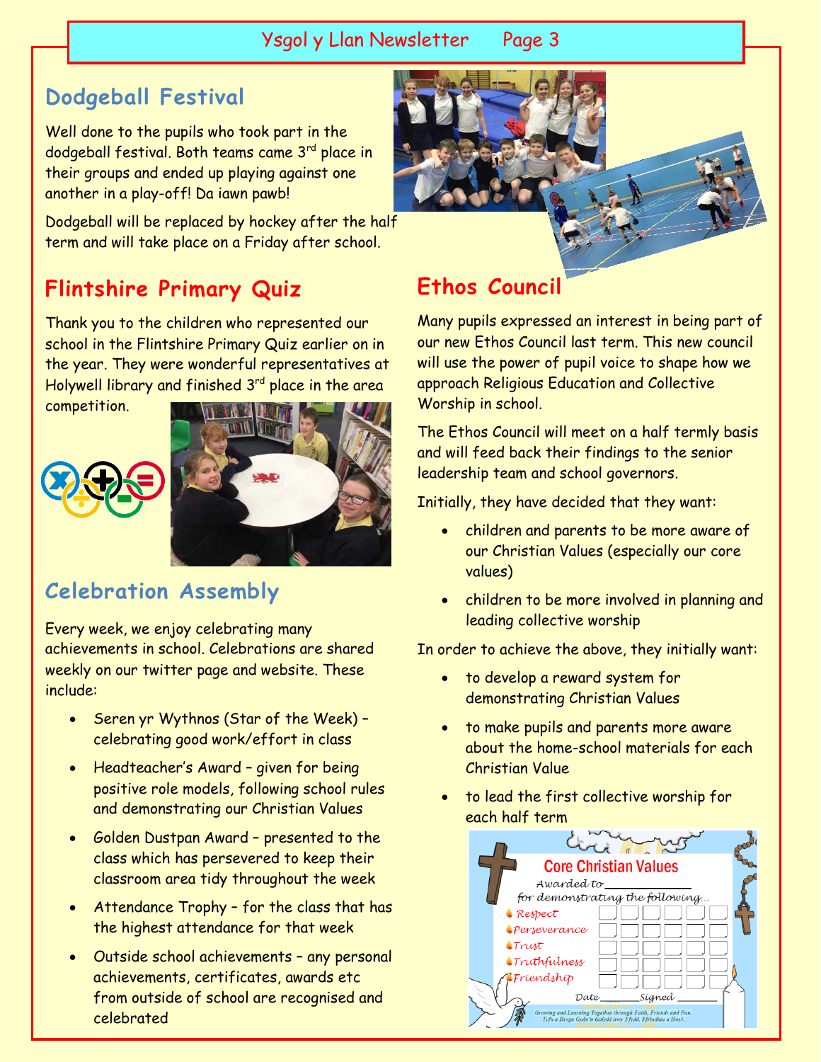## Dodgeball Festival

Well done to the pupils who took part in the dodgeball festival. Both teams came 3rd place in their groups and ended up playing against one another in a play-off! Da iawn pawb!

Dodgeball will be replaced by hockey after the half term and will take place on a Friday after school.

## Flintshire Primary Quiz

Thank you to the children who represented our school in the Flintshire Primary Quiz earlier on in the year. They were wonderful representatives at Holywell library and finished 3rd place in the area competition.

## Celebration Assembly

Every week, we enjoy celebrating many achievements in school. Celebrations are shared weekly on our twitter page and website. These include:

- Seren yr Wythnos (Star of the Week) – celebrating good work/effort in class
- Headteacher's Award – given for being positive role models, following school rules and demonstrating our Christian Values
- Golden Dustpan Award – presented to the class which has persevered to keep their classroom area tidy throughout the week
- Attendance Trophy – for the class that has the highest attendance for that week
- Outside school achievements – any personal achievements, certificates, awards etc from outside of school are recognised and celebrated

## Ethos Council

Many pupils expressed an interest in being part of our new Ethos Council last term. This new council will use the power of pupil voice to shape how we approach Religious Education and Collective Worship in school.

The Ethos Council will meet on a half termly basis and will feed back their findings to the senior leadership team and school governors.

Initially, they have decided that they want:

- children and parents to be more aware of our Christian Values (especially our core values)
- children to be more involved in planning and leading collective worship

In order to achieve the above, they initially want:

- to develop a reward system for demonstrating Christian Values
- to make pupils and parents more aware about the home-school materials for each Christian Value
- to lead the first collective worship for each half term

**Core Christian Values**

Awarded to ____________

for demonstrating the following...

- Respect
- Perseverance
- Trust
- Truthfulness
- Friendship

Date ________ Signed ________

*Growing and Learning Together through Faith, Friends and Fun.*
*Tyfu a Dysgu Gyda'n Gilydd trwy Ffydd, Ffrindiau a Hwyl.*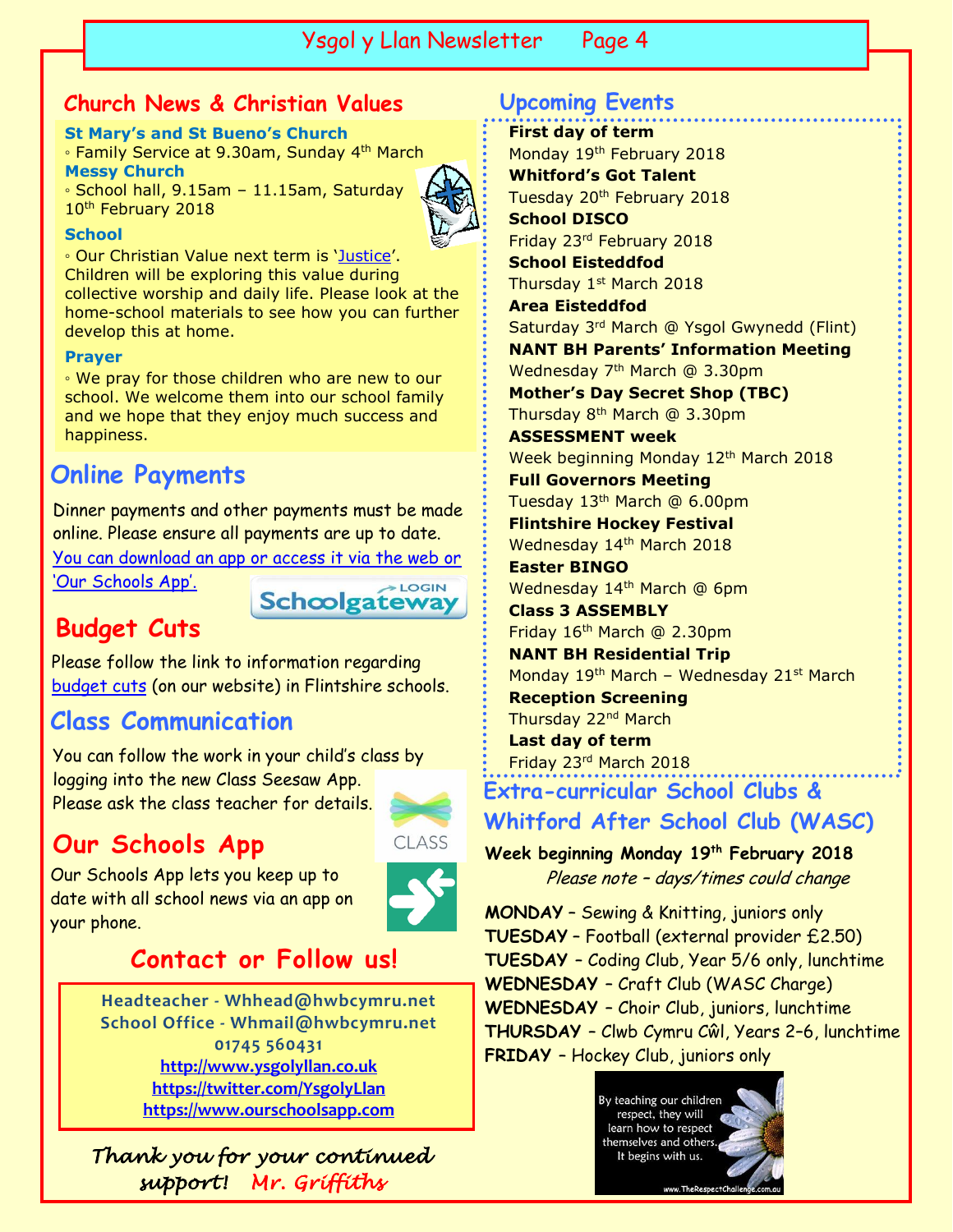## Church News & Christian Values

**St Mary's and St Bueno's Church**

◦ Family Service at 9.30am, Sunday 4th March

**Messy Church**

◦ School hall, 9.15am – 11.15am, Saturday 10th February 2018

**School**

◦ Our Christian Value next term is 'Justice'. Children will be exploring this value during collective worship and daily life. Please look at the home-school materials to see how you can further develop this at home.

**Prayer**

◦ We pray for those children who are new to our school. We welcome them into our school family and we hope that they enjoy much success and happiness.

## Online Payments

Dinner payments and other payments must be made online. Please ensure all payments are up to date. You can download an app or access it via the web or 'Our Schools App'.

## Budget Cuts

Please follow the link to information regarding budget cuts (on our website) in Flintshire schools.

## Class Communication

You can follow the work in your child's class by logging into the new Class Seesaw App. Please ask the class teacher for details.

## Our Schools App

Our Schools App lets you keep up to date with all school news via an app on your phone.

## Contact or Follow us!

**Headteacher - Whhead@hwbcymru.net**
**School Office - Whmail@hwbcymru.net**
**01745 560431**
**http://www.ysgolyllan.co.uk**
**https://twitter.com/YsgolyLlan**
**https://www.ourschoolsapp.com**

*Thank you for your continued support! Mr. Griffiths*

## Upcoming Events

**First day of term**
Monday 19th February 2018

**Whitford's Got Talent**
Tuesday 20th February 2018

**School DISCO**
Friday 23rd February 2018

**School Eisteddfod**
Thursday 1st March 2018

**Area Eisteddfod**
Saturday 3rd March @ Ysgol Gwynedd (Flint)

**NANT BH Parents' Information Meeting**
Wednesday 7th March @ 3.30pm

**Mother's Day Secret Shop (TBC)**
Thursday 8th March @ 3.30pm

**ASSESSMENT week**
Week beginning Monday 12th March 2018

**Full Governors Meeting**
Tuesday 13th March @ 6.00pm

**Flintshire Hockey Festival**
Wednesday 14th March 2018

**Easter BINGO**
Wednesday 14th March @ 6pm

**Class 3 ASSEMBLY**
Friday 16th March @ 2.30pm

**NANT BH Residential Trip**
Monday 19th March – Wednesday 21st March

**Reception Screening**
Thursday 22nd March

**Last day of term**
Friday 23rd March 2018

## Extra-curricular School Clubs & Whitford After School Club (WASC)

**Week beginning Monday 19th February 2018**

*Please note – days/times could change*

**MONDAY** – Sewing & Knitting, juniors only
**TUESDAY** – Football (external provider £2.50)
**TUESDAY** – Coding Club, Year 5/6 only, lunchtime
**WEDNESDAY** – Craft Club (WASC Charge)
**WEDNESDAY** – Choir Club, juniors, lunchtime
**THURSDAY** – Clwb Cymru Cŵl, Years 2–6, lunchtime
**FRIDAY** – Hockey Club, juniors only

By teaching our children respect, they will learn how to respect themselves and others. It begins with us.

www.TheRespectChallenge.com.au